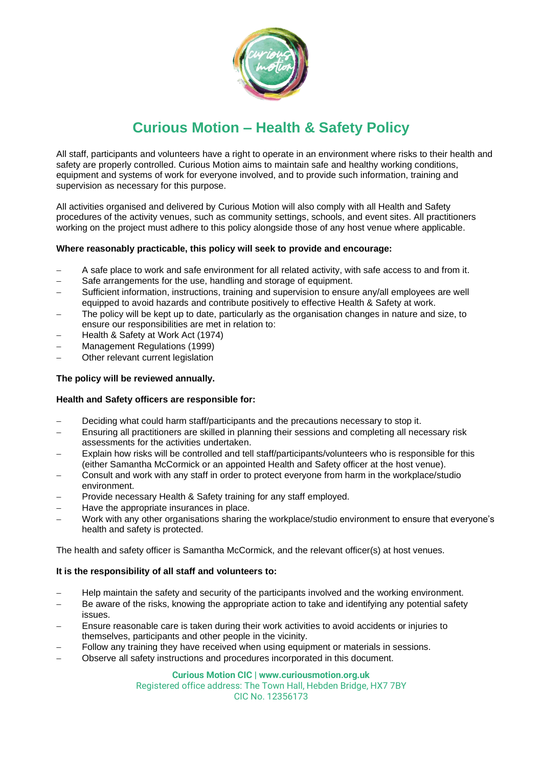# Curious Motion – Health & Safety Policy

All staff, participants and volunteers have a right to operate in an environment where risks to their health and safety are properly controlled. Curious Motion aims to maintain safe and healthy working conditions, equipment and systems of work for everyone involved, and to provide such information, training and supervision as necessary for this purpose.

All activities organised and delivered by Curious Motion will also comply with all Health and Safety procedures of the activity venues, such as community settings, schools, and event sites. All practitioners working on the project must adhere to this policy alongside those of any host venue where applicable.

**Where reasonably practicable, this policy will seek to provide and encourage:**

- A safe place to work and safe environment for all related activity, with safe access to and from it.
- Safe arrangements for the use, handling and storage of equipment.
- Sufficient information, instructions, training and supervision to ensure any/all employees are well equipped to avoid hazards and contribute positively to effective Health & Safety at work.
- The policy will be kept up to date, particularly as the organisation changes in nature and size, to ensure our responsibilities are met in relation to:
- Health & Safety at Work Act (1974)
- Management Regulations (1999)
- Other relevant current legislation

**The policy will be reviewed annually.**

**Health and Safety officers are responsible for:**

- Deciding what could harm staff/participants and the precautions necessary to stop it.
- Ensuring all practitioners are skilled in planning their sessions and completing all necessary risk assessments for the activities undertaken.
- Explain how risks will be controlled and tell staff/participants/volunteers who is responsible for this (either Samantha McCormick or an appointed Health and Safety officer at the host venue).
- Consult and work with any staff in order to protect everyone from harm in the workplace/studio environment.
- Provide necessary Health & Safety training for any staff employed.
- Have the appropriate insurances in place.
- Work with any other organisations sharing the workplace/studio environment to ensure that everyone's health and safety is protected.

The health and safety officer is Samantha McCormick, and the relevant officer(s) at host venues.

**It is the responsibility of all staff and volunteers to:**

- Help maintain the safety and security of the participants involved and the working environment.
- Be aware of the risks, knowing the appropriate action to take and identifying any potential safety issues.
- Ensure reasonable care is taken during their work activities to avoid accidents or injuries to themselves, participants and other people in the vicinity.
- Follow any training they have received when using equipment or materials in sessions.
- Observe all safety instructions and procedures incorporated in this document.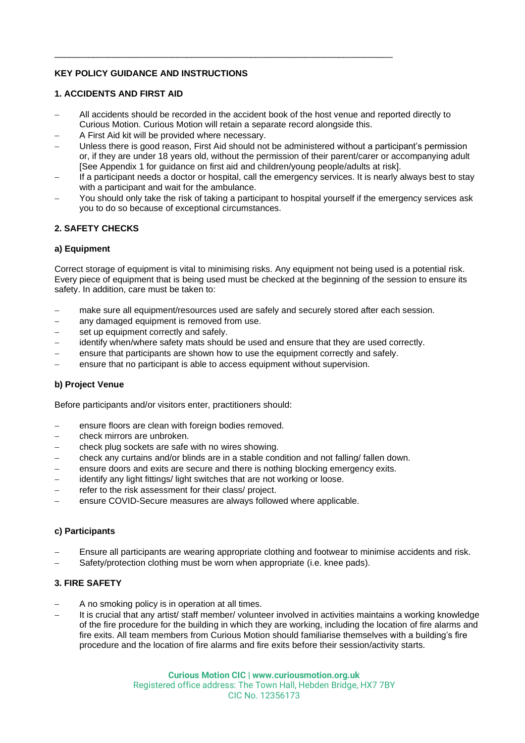## KEY POLICY GUIDANCE AND INSTRUCTIONS

### 1. ACCIDENTS AND FIRST AID

- All accidents should be recorded in the accident book of the host venue and reported directly to Curious Motion. Curious Motion will retain a separate record alongside this.
- A First Aid kit will be provided where necessary.
- Unless there is good reason, First Aid should not be administered without a participant's permission or, if they are under 18 years old, without the permission of their parent/carer or accompanying adult [See Appendix 1 for guidance on first aid and children/young people/adults at risk].
- If a participant needs a doctor or hospital, call the emergency services. It is nearly always best to stay with a participant and wait for the ambulance.
- You should only take the risk of taking a participant to hospital yourself if the emergency services ask you to do so because of exceptional circumstances.

### 2. SAFETY CHECKS

#### a) Equipment

Correct storage of equipment is vital to minimising risks. Any equipment not being used is a potential risk. Every piece of equipment that is being used must be checked at the beginning of the session to ensure its safety. In addition, care must be taken to:

- make sure all equipment/resources used are safely and securely stored after each session.
- any damaged equipment is removed from use.
- set up equipment correctly and safely.
- identify when/where safety mats should be used and ensure that they are used correctly.
- ensure that participants are shown how to use the equipment correctly and safely.
- ensure that no participant is able to access equipment without supervision.

#### b) Project Venue

Before participants and/or visitors enter, practitioners should:

- ensure floors are clean with foreign bodies removed.
- check mirrors are unbroken.
- check plug sockets are safe with no wires showing.
- check any curtains and/or blinds are in a stable condition and not falling/ fallen down.
- ensure doors and exits are secure and there is nothing blocking emergency exits.
- identify any light fittings/ light switches that are not working or loose.
- refer to the risk assessment for their class/ project.
- ensure COVID-Secure measures are always followed where applicable.

#### c) Participants

- Ensure all participants are wearing appropriate clothing and footwear to minimise accidents and risk.
- Safety/protection clothing must be worn when appropriate (i.e. knee pads).

### 3. FIRE SAFETY

- A no smoking policy is in operation at all times.
- It is crucial that any artist/ staff member/ volunteer involved in activities maintains a working knowledge of the fire procedure for the building in which they are working, including the location of fire alarms and fire exits. All team members from Curious Motion should familiarise themselves with a building's fire procedure and the location of fire alarms and fire exits before their session/activity starts.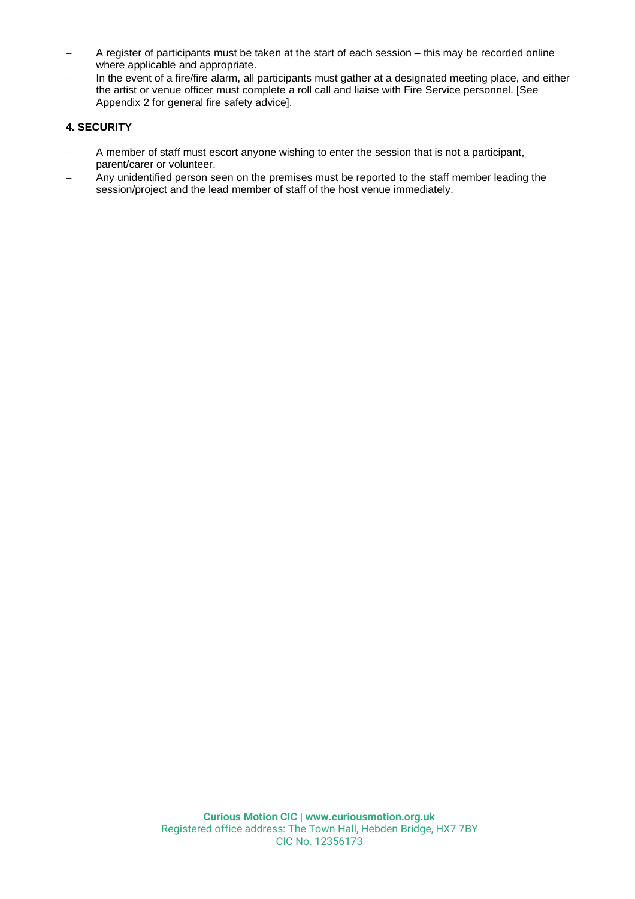- A register of participants must be taken at the start of each session – this may be recorded online where applicable and appropriate.
- In the event of a fire/fire alarm, all participants must gather at a designated meeting place, and either the artist or venue officer must complete a roll call and liaise with Fire Service personnel. [See Appendix 2 for general fire safety advice].

**4. SECURITY**

- A member of staff must escort anyone wishing to enter the session that is not a participant, parent/carer or volunteer.
- Any unidentified person seen on the premises must be reported to the staff member leading the session/project and the lead member of staff of the host venue immediately.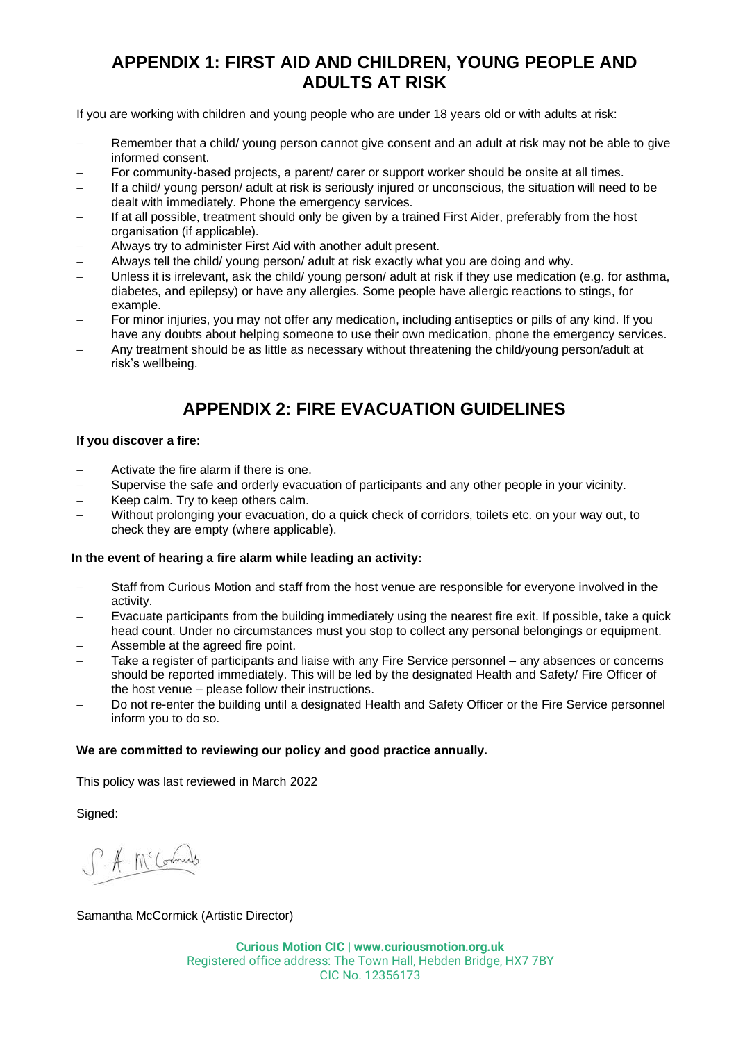## APPENDIX 1: FIRST AID AND CHILDREN, YOUNG PEOPLE AND ADULTS AT RISK

If you are working with children and young people who are under 18 years old or with adults at risk:

- Remember that a child/ young person cannot give consent and an adult at risk may not be able to give informed consent.
- For community-based projects, a parent/ carer or support worker should be onsite at all times.
- If a child/ young person/ adult at risk is seriously injured or unconscious, the situation will need to be dealt with immediately. Phone the emergency services.
- If at all possible, treatment should only be given by a trained First Aider, preferably from the host organisation (if applicable).
- Always try to administer First Aid with another adult present.
- Always tell the child/ young person/ adult at risk exactly what you are doing and why.
- Unless it is irrelevant, ask the child/ young person/ adult at risk if they use medication (e.g. for asthma, diabetes, and epilepsy) or have any allergies. Some people have allergic reactions to stings, for example.
- For minor injuries, you may not offer any medication, including antiseptics or pills of any kind. If you have any doubts about helping someone to use their own medication, phone the emergency services.
- Any treatment should be as little as necessary without threatening the child/young person/adult at risk's wellbeing.

## APPENDIX 2: FIRE EVACUATION GUIDELINES

**If you discover a fire:**

- Activate the fire alarm if there is one.
- Supervise the safe and orderly evacuation of participants and any other people in your vicinity.
- Keep calm. Try to keep others calm.
- Without prolonging your evacuation, do a quick check of corridors, toilets etc. on your way out, to check they are empty (where applicable).

**In the event of hearing a fire alarm while leading an activity:**

- Staff from Curious Motion and staff from the host venue are responsible for everyone involved in the activity.
- Evacuate participants from the building immediately using the nearest fire exit. If possible, take a quick head count. Under no circumstances must you stop to collect any personal belongings or equipment.
- Assemble at the agreed fire point.
- Take a register of participants and liaise with any Fire Service personnel – any absences or concerns should be reported immediately. This will be led by the designated Health and Safety/ Fire Officer of the host venue – please follow their instructions.
- Do not re-enter the building until a designated Health and Safety Officer or the Fire Service personnel inform you to do so.

**We are committed to reviewing our policy and good practice annually.**

This policy was last reviewed in March 2022

Signed:

S. A. McCormick

Samantha McCormick (Artistic Director)

**Curious Motion CIC | www.curiousmotion.org.uk**
Registered office address: The Town Hall, Hebden Bridge, HX7 7BY
CIC No. 12356173